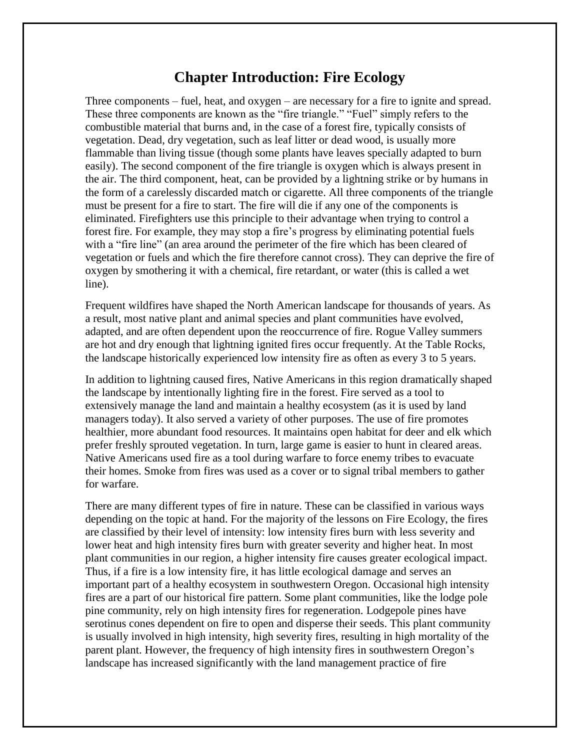# Chapter Introduction: Fire Ecology

Three components – fuel, heat, and oxygen – are necessary for a fire to ignite and spread. These three components are known as the "fire triangle." "Fuel" simply refers to the combustible material that burns and, in the case of a forest fire, typically consists of vegetation. Dead, dry vegetation, such as leaf litter or dead wood, is usually more flammable than living tissue (though some plants have leaves specially adapted to burn easily). The second component of the fire triangle is oxygen which is always present in the air. The third component, heat, can be provided by a lightning strike or by humans in the form of a carelessly discarded match or cigarette. All three components of the triangle must be present for a fire to start. The fire will die if any one of the components is eliminated. Firefighters use this principle to their advantage when trying to control a forest fire. For example, they may stop a fire's progress by eliminating potential fuels with a "fire line" (an area around the perimeter of the fire which has been cleared of vegetation or fuels and which the fire therefore cannot cross). They can deprive the fire of oxygen by smothering it with a chemical, fire retardant, or water (this is called a wet line).

Frequent wildfires have shaped the North American landscape for thousands of years. As a result, most native plant and animal species and plant communities have evolved, adapted, and are often dependent upon the reoccurrence of fire. Rogue Valley summers are hot and dry enough that lightning ignited fires occur frequently. At the Table Rocks, the landscape historically experienced low intensity fire as often as every 3 to 5 years.

In addition to lightning caused fires, Native Americans in this region dramatically shaped the landscape by intentionally lighting fire in the forest. Fire served as a tool to extensively manage the land and maintain a healthy ecosystem (as it is used by land managers today). It also served a variety of other purposes. The use of fire promotes healthier, more abundant food resources. It maintains open habitat for deer and elk which prefer freshly sprouted vegetation. In turn, large game is easier to hunt in cleared areas. Native Americans used fire as a tool during warfare to force enemy tribes to evacuate their homes. Smoke from fires was used as a cover or to signal tribal members to gather for warfare.

There are many different types of fire in nature. These can be classified in various ways depending on the topic at hand. For the majority of the lessons on Fire Ecology, the fires are classified by their level of intensity: low intensity fires burn with less severity and lower heat and high intensity fires burn with greater severity and higher heat. In most plant communities in our region, a higher intensity fire causes greater ecological impact. Thus, if a fire is a low intensity fire, it has little ecological damage and serves an important part of a healthy ecosystem in southwestern Oregon. Occasional high intensity fires are a part of our historical fire pattern. Some plant communities, like the lodge pole pine community, rely on high intensity fires for regeneration. Lodgepole pines have serotinus cones dependent on fire to open and disperse their seeds. This plant community is usually involved in high intensity, high severity fires, resulting in high mortality of the parent plant. However, the frequency of high intensity fires in southwestern Oregon's landscape has increased significantly with the land management practice of fire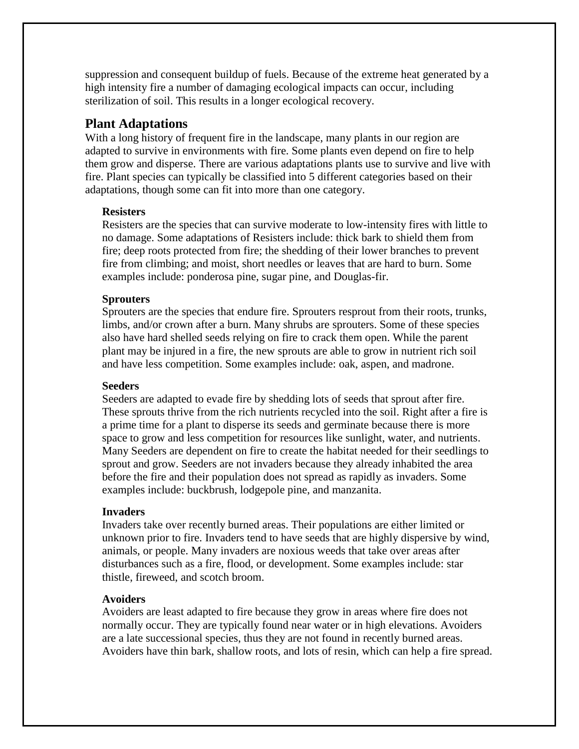suppression and consequent buildup of fuels. Because of the extreme heat generated by a high intensity fire a number of damaging ecological impacts can occur, including sterilization of soil. This results in a longer ecological recovery.

## Plant Adaptations

With a long history of frequent fire in the landscape, many plants in our region are adapted to survive in environments with fire. Some plants even depend on fire to help them grow and disperse. There are various adaptations plants use to survive and live with fire. Plant species can typically be classified into 5 different categories based on their adaptations, though some can fit into more than one category.

### Resisters

Resisters are the species that can survive moderate to low-intensity fires with little to no damage. Some adaptations of Resisters include: thick bark to shield them from fire; deep roots protected from fire; the shedding of their lower branches to prevent fire from climbing; and moist, short needles or leaves that are hard to burn. Some examples include: ponderosa pine, sugar pine, and Douglas-fir.

### Sprouters

Sprouters are the species that endure fire. Sprouters resprout from their roots, trunks, limbs, and/or crown after a burn. Many shrubs are sprouters. Some of these species also have hard shelled seeds relying on fire to crack them open. While the parent plant may be injured in a fire, the new sprouts are able to grow in nutrient rich soil and have less competition. Some examples include: oak, aspen, and madrone.

### Seeders

Seeders are adapted to evade fire by shedding lots of seeds that sprout after fire. These sprouts thrive from the rich nutrients recycled into the soil. Right after a fire is a prime time for a plant to disperse its seeds and germinate because there is more space to grow and less competition for resources like sunlight, water, and nutrients. Many Seeders are dependent on fire to create the habitat needed for their seedlings to sprout and grow. Seeders are not invaders because they already inhabited the area before the fire and their population does not spread as rapidly as invaders. Some examples include: buckbrush, lodgepole pine, and manzanita.

### Invaders

Invaders take over recently burned areas. Their populations are either limited or unknown prior to fire. Invaders tend to have seeds that are highly dispersive by wind, animals, or people. Many invaders are noxious weeds that take over areas after disturbances such as a fire, flood, or development. Some examples include: star thistle, fireweed, and scotch broom.

### Avoiders

Avoiders are least adapted to fire because they grow in areas where fire does not normally occur. They are typically found near water or in high elevations. Avoiders are a late successional species, thus they are not found in recently burned areas. Avoiders have thin bark, shallow roots, and lots of resin, which can help a fire spread.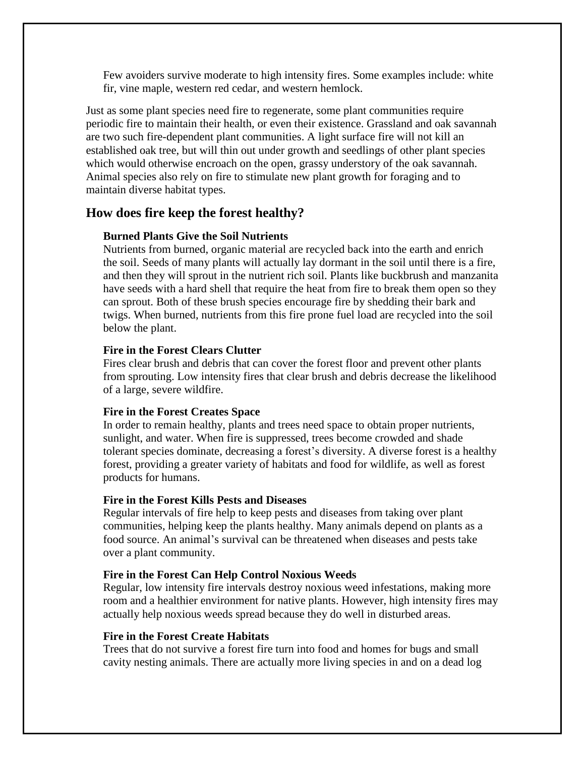Few avoiders survive moderate to high intensity fires. Some examples include: white fir, vine maple, western red cedar, and western hemlock.

Just as some plant species need fire to regenerate, some plant communities require periodic fire to maintain their health, or even their existence. Grassland and oak savannah are two such fire-dependent plant communities. A light surface fire will not kill an established oak tree, but will thin out under growth and seedlings of other plant species which would otherwise encroach on the open, grassy understory of the oak savannah. Animal species also rely on fire to stimulate new plant growth for foraging and to maintain diverse habitat types.

## How does fire keep the forest healthy?

**Burned Plants Give the Soil Nutrients**
Nutrients from burned, organic material are recycled back into the earth and enrich the soil. Seeds of many plants will actually lay dormant in the soil until there is a fire, and then they will sprout in the nutrient rich soil. Plants like buckbrush and manzanita have seeds with a hard shell that require the heat from fire to break them open so they can sprout. Both of these brush species encourage fire by shedding their bark and twigs. When burned, nutrients from this fire prone fuel load are recycled into the soil below the plant.

**Fire in the Forest Clears Clutter**
Fires clear brush and debris that can cover the forest floor and prevent other plants from sprouting. Low intensity fires that clear brush and debris decrease the likelihood of a large, severe wildfire.

**Fire in the Forest Creates Space**
In order to remain healthy, plants and trees need space to obtain proper nutrients, sunlight, and water. When fire is suppressed, trees become crowded and shade tolerant species dominate, decreasing a forest's diversity. A diverse forest is a healthy forest, providing a greater variety of habitats and food for wildlife, as well as forest products for humans.

**Fire in the Forest Kills Pests and Diseases**
Regular intervals of fire help to keep pests and diseases from taking over plant communities, helping keep the plants healthy. Many animals depend on plants as a food source. An animal's survival can be threatened when diseases and pests take over a plant community.

**Fire in the Forest Can Help Control Noxious Weeds**
Regular, low intensity fire intervals destroy noxious weed infestations, making more room and a healthier environment for native plants. However, high intensity fires may actually help noxious weeds spread because they do well in disturbed areas.

**Fire in the Forest Create Habitats**
Trees that do not survive a forest fire turn into food and homes for bugs and small cavity nesting animals. There are actually more living species in and on a dead log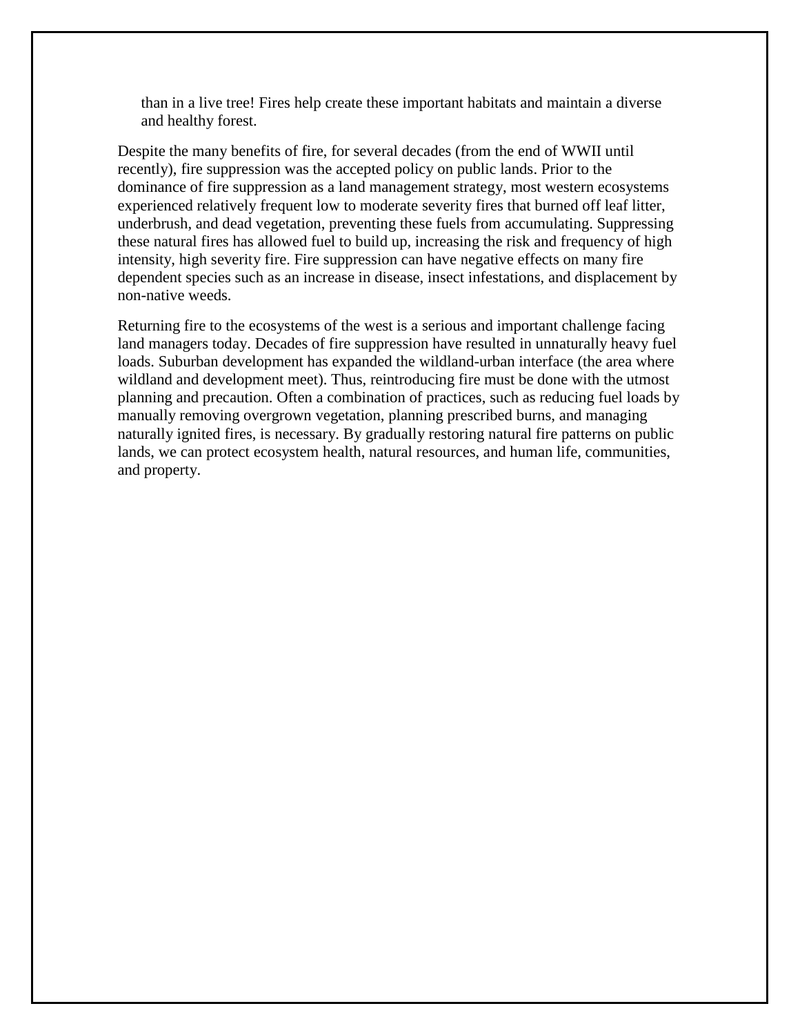than in a live tree! Fires help create these important habitats and maintain a diverse and healthy forest.

Despite the many benefits of fire, for several decades (from the end of WWII until recently), fire suppression was the accepted policy on public lands. Prior to the dominance of fire suppression as a land management strategy, most western ecosystems experienced relatively frequent low to moderate severity fires that burned off leaf litter, underbrush, and dead vegetation, preventing these fuels from accumulating. Suppressing these natural fires has allowed fuel to build up, increasing the risk and frequency of high intensity, high severity fire. Fire suppression can have negative effects on many fire dependent species such as an increase in disease, insect infestations, and displacement by non-native weeds.

Returning fire to the ecosystems of the west is a serious and important challenge facing land managers today. Decades of fire suppression have resulted in unnaturally heavy fuel loads. Suburban development has expanded the wildland-urban interface (the area where wildland and development meet). Thus, reintroducing fire must be done with the utmost planning and precaution. Often a combination of practices, such as reducing fuel loads by manually removing overgrown vegetation, planning prescribed burns, and managing naturally ignited fires, is necessary. By gradually restoring natural fire patterns on public lands, we can protect ecosystem health, natural resources, and human life, communities, and property.